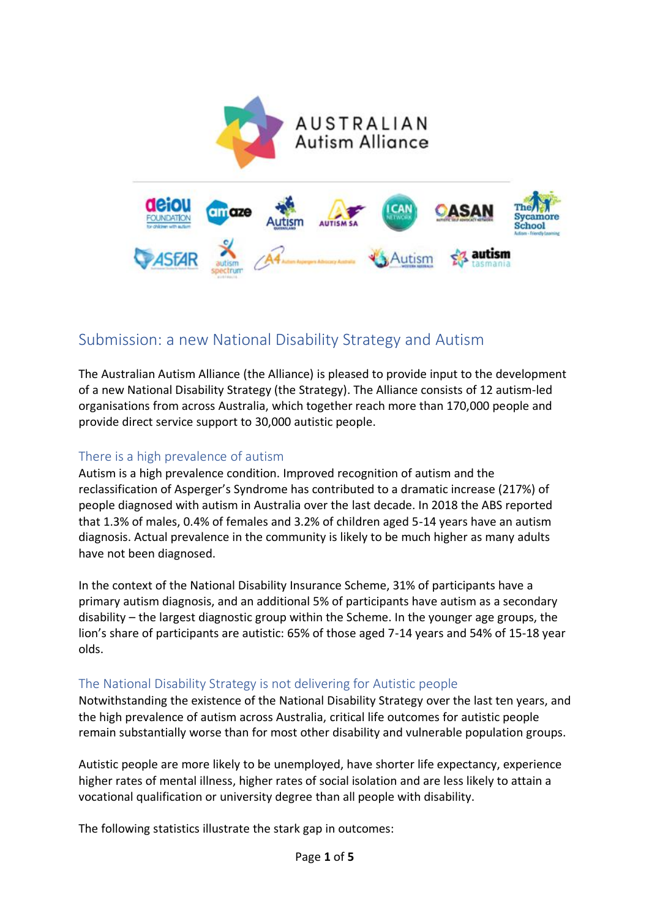AUSTRALIAN
Autism Alliance

# Submission: a new National Disability Strategy and Autism

The Australian Autism Alliance (the Alliance) is pleased to provide input to the development of a new National Disability Strategy (the Strategy). The Alliance consists of 12 autism-led organisations from across Australia, which together reach more than 170,000 people and provide direct service support to 30,000 autistic people.

## There is a high prevalence of autism

Autism is a high prevalence condition. Improved recognition of autism and the reclassification of Asperger's Syndrome has contributed to a dramatic increase (217%) of people diagnosed with autism in Australia over the last decade. In 2018 the ABS reported that 1.3% of males, 0.4% of females and 3.2% of children aged 5-14 years have an autism diagnosis. Actual prevalence in the community is likely to be much higher as many adults have not been diagnosed.

In the context of the National Disability Insurance Scheme, 31% of participants have a primary autism diagnosis, and an additional 5% of participants have autism as a secondary disability – the largest diagnostic group within the Scheme. In the younger age groups, the lion's share of participants are autistic: 65% of those aged 7-14 years and 54% of 15-18 year olds.

## The National Disability Strategy is not delivering for Autistic people

Notwithstanding the existence of the National Disability Strategy over the last ten years, and the high prevalence of autism across Australia, critical life outcomes for autistic people remain substantially worse than for most other disability and vulnerable population groups.

Autistic people are more likely to be unemployed, have shorter life expectancy, experience higher rates of mental illness, higher rates of social isolation and are less likely to attain a vocational qualification or university degree than all people with disability.

The following statistics illustrate the stark gap in outcomes: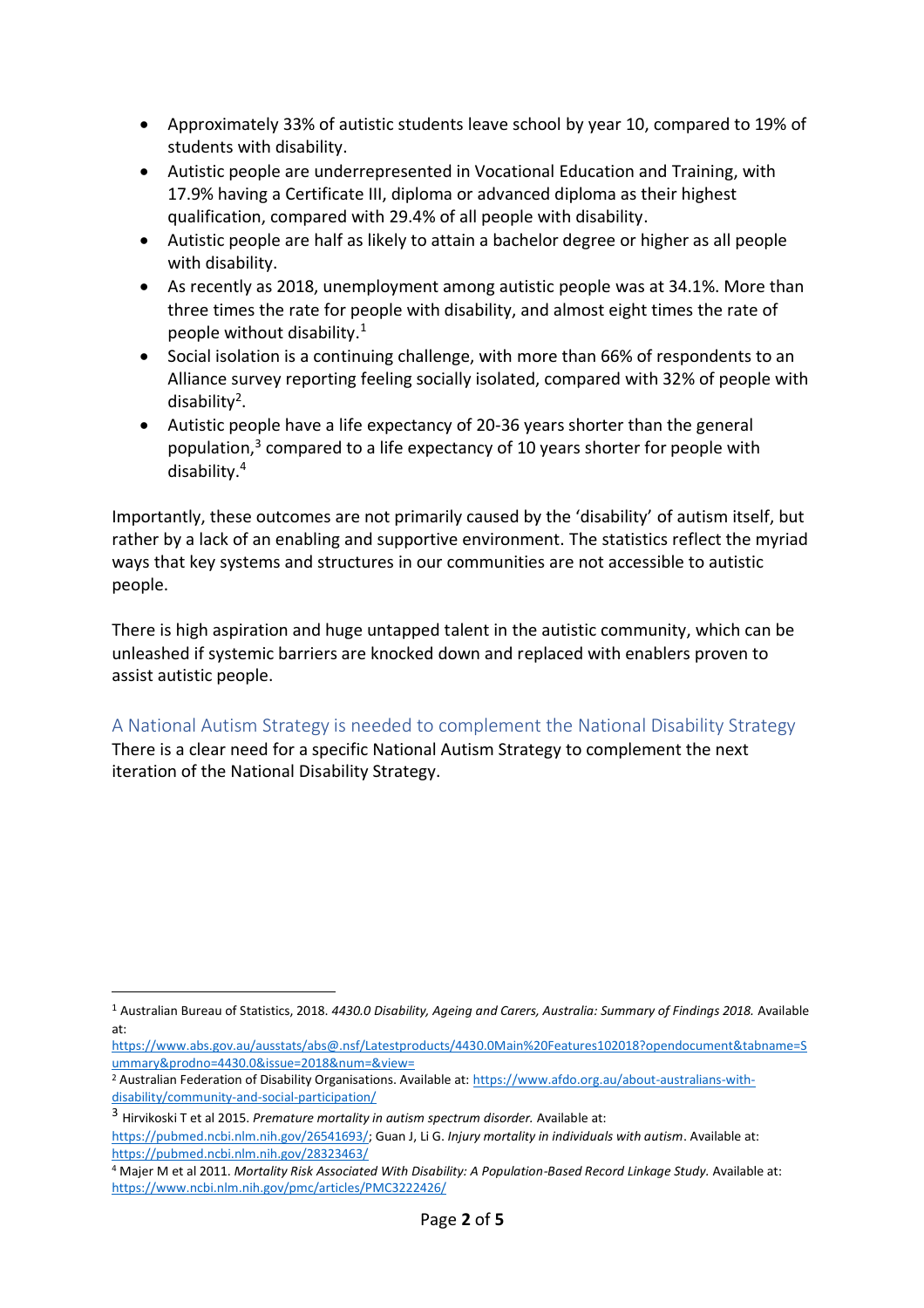- Approximately 33% of autistic students leave school by year 10, compared to 19% of students with disability.
- Autistic people are underrepresented in Vocational Education and Training, with 17.9% having a Certificate III, diploma or advanced diploma as their highest qualification, compared with 29.4% of all people with disability.
- Autistic people are half as likely to attain a bachelor degree or higher as all people with disability.
- As recently as 2018, unemployment among autistic people was at 34.1%. More than three times the rate for people with disability, and almost eight times the rate of people without disability.[1]
- Social isolation is a continuing challenge, with more than 66% of respondents to an Alliance survey reporting feeling socially isolated, compared with 32% of people with disability[2].
- Autistic people have a life expectancy of 20-36 years shorter than the general population,[3] compared to a life expectancy of 10 years shorter for people with disability.[4]

Importantly, these outcomes are not primarily caused by the 'disability' of autism itself, but rather by a lack of an enabling and supportive environment. The statistics reflect the myriad ways that key systems and structures in our communities are not accessible to autistic people.

There is high aspiration and huge untapped talent in the autistic community, which can be unleashed if systemic barriers are knocked down and replaced with enablers proven to assist autistic people.

## A National Autism Strategy is needed to complement the National Disability Strategy

There is a clear need for a specific National Autism Strategy to complement the next iteration of the National Disability Strategy.

---

[1] Australian Bureau of Statistics, 2018. *4430.0 Disability, Ageing and Carers, Australia: Summary of Findings 2018.* Available at: https://www.abs.gov.au/ausstats/abs@.nsf/Latestproducts/4430.0Main%20Features102018?opendocument&tabname=Summary&prodno=4430.0&issue=2018&num=&view=

[2] Australian Federation of Disability Organisations. Available at: https://www.afdo.org.au/about-australians-with-disability/community-and-social-participation/

[3] Hirvikoski T et al 2015. *Premature mortality in autism spectrum disorder.* Available at: https://pubmed.ncbi.nlm.nih.gov/26541693/; Guan J, Li G. *Injury mortality in individuals with autism*. Available at: https://pubmed.ncbi.nlm.nih.gov/28323463/

[4] Majer M et al 2011. *Mortality Risk Associated With Disability: A Population-Based Record Linkage Study.* Available at: https://www.ncbi.nlm.nih.gov/pmc/articles/PMC3222426/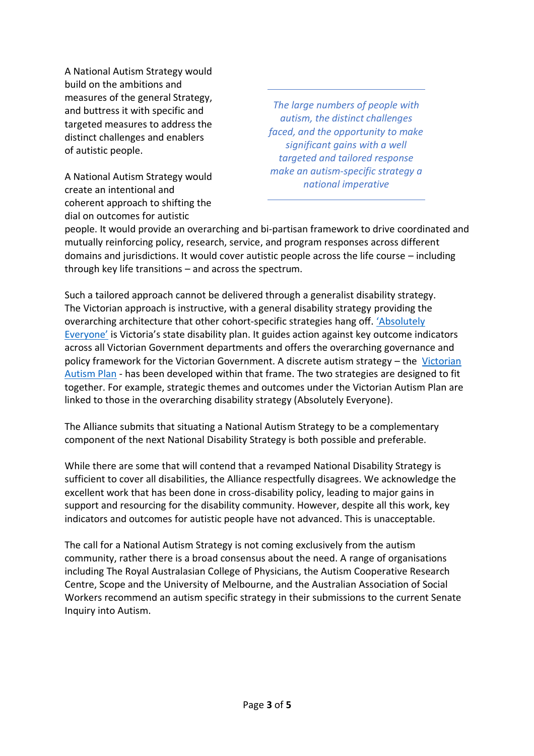A National Autism Strategy would build on the ambitions and measures of the general Strategy, and buttress it with specific and targeted measures to address the distinct challenges and enablers of autistic people.

> *The large numbers of people with autism, the distinct challenges faced, and the opportunity to make significant gains with a well targeted and tailored response make an autism-specific strategy a national imperative*

A National Autism Strategy would create an intentional and coherent approach to shifting the dial on outcomes for autistic people. It would provide an overarching and bi-partisan framework to drive coordinated and mutually reinforcing policy, research, service, and program responses across different domains and jurisdictions. It would cover autistic people across the life course – including through key life transitions – and across the spectrum.

Such a tailored approach cannot be delivered through a generalist disability strategy. The Victorian approach is instructive, with a general disability strategy providing the overarching architecture that other cohort-specific strategies hang off. ['Absolutely Everyone'] is Victoria's state disability plan. It guides action against key outcome indicators across all Victorian Government departments and offers the overarching governance and policy framework for the Victorian Government. A discrete autism strategy – the [Victorian Autism Plan] - has been developed within that frame. The two strategies are designed to fit together. For example, strategic themes and outcomes under the Victorian Autism Plan are linked to those in the overarching disability strategy (Absolutely Everyone).

The Alliance submits that situating a National Autism Strategy to be a complementary component of the next National Disability Strategy is both possible and preferable.

While there are some that will contend that a revamped National Disability Strategy is sufficient to cover all disabilities, the Alliance respectfully disagrees. We acknowledge the excellent work that has been done in cross-disability policy, leading to major gains in support and resourcing for the disability community. However, despite all this work, key indicators and outcomes for autistic people have not advanced. This is unacceptable.

The call for a National Autism Strategy is not coming exclusively from the autism community, rather there is a broad consensus about the need. A range of organisations including The Royal Australasian College of Physicians, the Autism Cooperative Research Centre, Scope and the University of Melbourne, and the Australian Association of Social Workers recommend an autism specific strategy in their submissions to the current Senate Inquiry into Autism.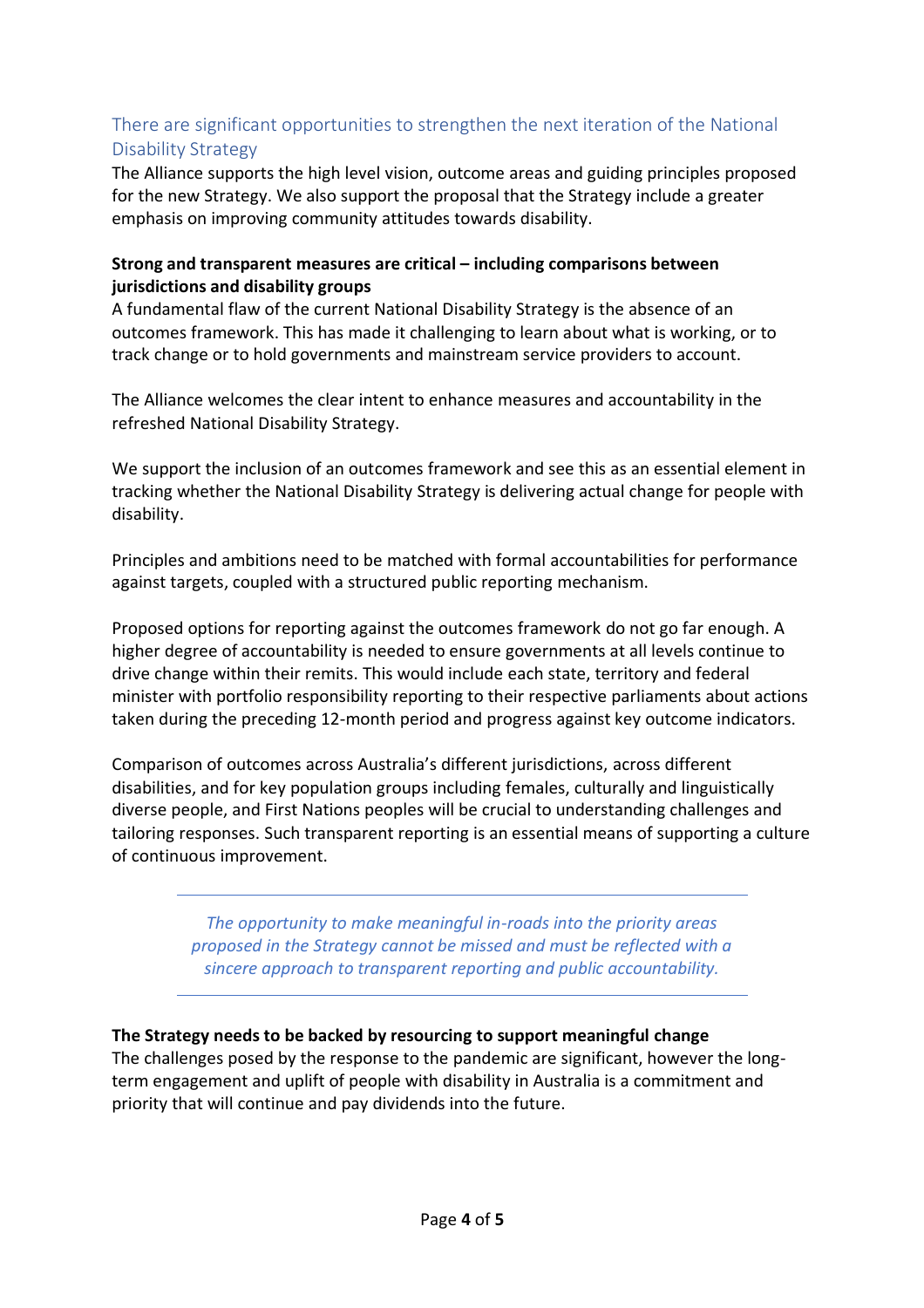## There are significant opportunities to strengthen the next iteration of the National Disability Strategy

The Alliance supports the high level vision, outcome areas and guiding principles proposed for the new Strategy. We also support the proposal that the Strategy include a greater emphasis on improving community attitudes towards disability.

### Strong and transparent measures are critical – including comparisons between jurisdictions and disability groups

A fundamental flaw of the current National Disability Strategy is the absence of an outcomes framework. This has made it challenging to learn about what is working, or to track change or to hold governments and mainstream service providers to account.

The Alliance welcomes the clear intent to enhance measures and accountability in the refreshed National Disability Strategy.

We support the inclusion of an outcomes framework and see this as an essential element in tracking whether the National Disability Strategy is delivering actual change for people with disability.

Principles and ambitions need to be matched with formal accountabilities for performance against targets, coupled with a structured public reporting mechanism.

Proposed options for reporting against the outcomes framework do not go far enough. A higher degree of accountability is needed to ensure governments at all levels continue to drive change within their remits. This would include each state, territory and federal minister with portfolio responsibility reporting to their respective parliaments about actions taken during the preceding 12-month period and progress against key outcome indicators.

Comparison of outcomes across Australia's different jurisdictions, across different disabilities, and for key population groups including females, culturally and linguistically diverse people, and First Nations peoples will be crucial to understanding challenges and tailoring responses. Such transparent reporting is an essential means of supporting a culture of continuous improvement.

---

*The opportunity to make meaningful in-roads into the priority areas proposed in the Strategy cannot be missed and must be reflected with a sincere approach to transparent reporting and public accountability.*

---

### The Strategy needs to be backed by resourcing to support meaningful change

The challenges posed by the response to the pandemic are significant, however the long-term engagement and uplift of people with disability in Australia is a commitment and priority that will continue and pay dividends into the future.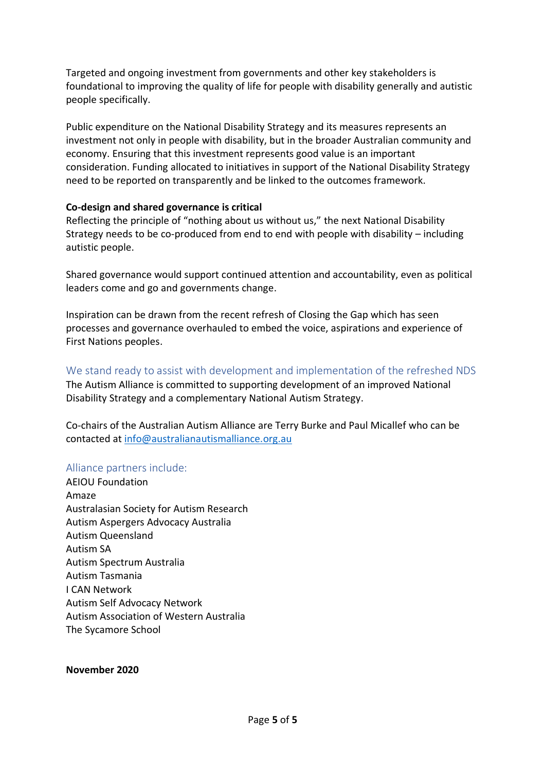Targeted and ongoing investment from governments and other key stakeholders is foundational to improving the quality of life for people with disability generally and autistic people specifically.

Public expenditure on the National Disability Strategy and its measures represents an investment not only in people with disability, but in the broader Australian community and economy. Ensuring that this investment represents good value is an important consideration. Funding allocated to initiatives in support of the National Disability Strategy need to be reported on transparently and be linked to the outcomes framework.

**Co-design and shared governance is critical**

Reflecting the principle of "nothing about us without us," the next National Disability Strategy needs to be co-produced from end to end with people with disability – including autistic people.

Shared governance would support continued attention and accountability, even as political leaders come and go and governments change.

Inspiration can be drawn from the recent refresh of Closing the Gap which has seen processes and governance overhauled to embed the voice, aspirations and experience of First Nations peoples.

## We stand ready to assist with development and implementation of the refreshed NDS

The Autism Alliance is committed to supporting development of an improved National Disability Strategy and a complementary National Autism Strategy.

Co-chairs of the Australian Autism Alliance are Terry Burke and Paul Micallef who can be contacted at info@australianautismalliance.org.au

## Alliance partners include:

AEIOU Foundation
Amaze
Australasian Society for Autism Research
Autism Aspergers Advocacy Australia
Autism Queensland
Autism SA
Autism Spectrum Australia
Autism Tasmania
I CAN Network
Autism Self Advocacy Network
Autism Association of Western Australia
The Sycamore School

**November 2020**